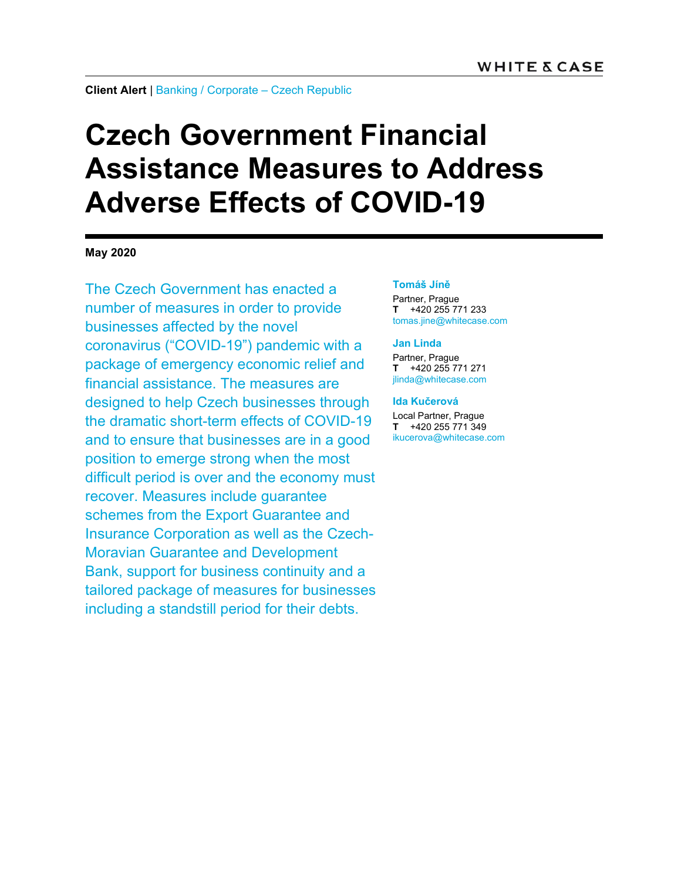**Client Alert** | Banking / Corporate – Czech Republic

# Czech Government Financial Assistance Measures to Address Adverse Effects of COVID-19

**May 2020**

The Czech Government has enacted a number of measures in order to provide businesses affected by the novel coronavirus ("COVID-19") pandemic with a package of emergency economic relief and financial assistance. The measures are designed to help Czech businesses through the dramatic short-term effects of COVID-19 and to ensure that businesses are in a good position to emerge strong when the most difficult period is over and the economy must recover. Measures include guarantee schemes from the Export Guarantee and Insurance Corporation as well as the Czech-Moravian Guarantee and Development Bank, support for business continuity and a tailored package of measures for businesses including a standstill period for their debts.

**Tomáš Jíně**
Partner, Prague
**T** +420 255 771 233
tomas.jine@whitecase.com

**Jan Linda**
Partner, Prague
**T** +420 255 771 271
jlinda@whitecase.com

**Ida Kučerová**
Local Partner, Prague
**T** +420 255 771 349
ikucerova@whitecase.com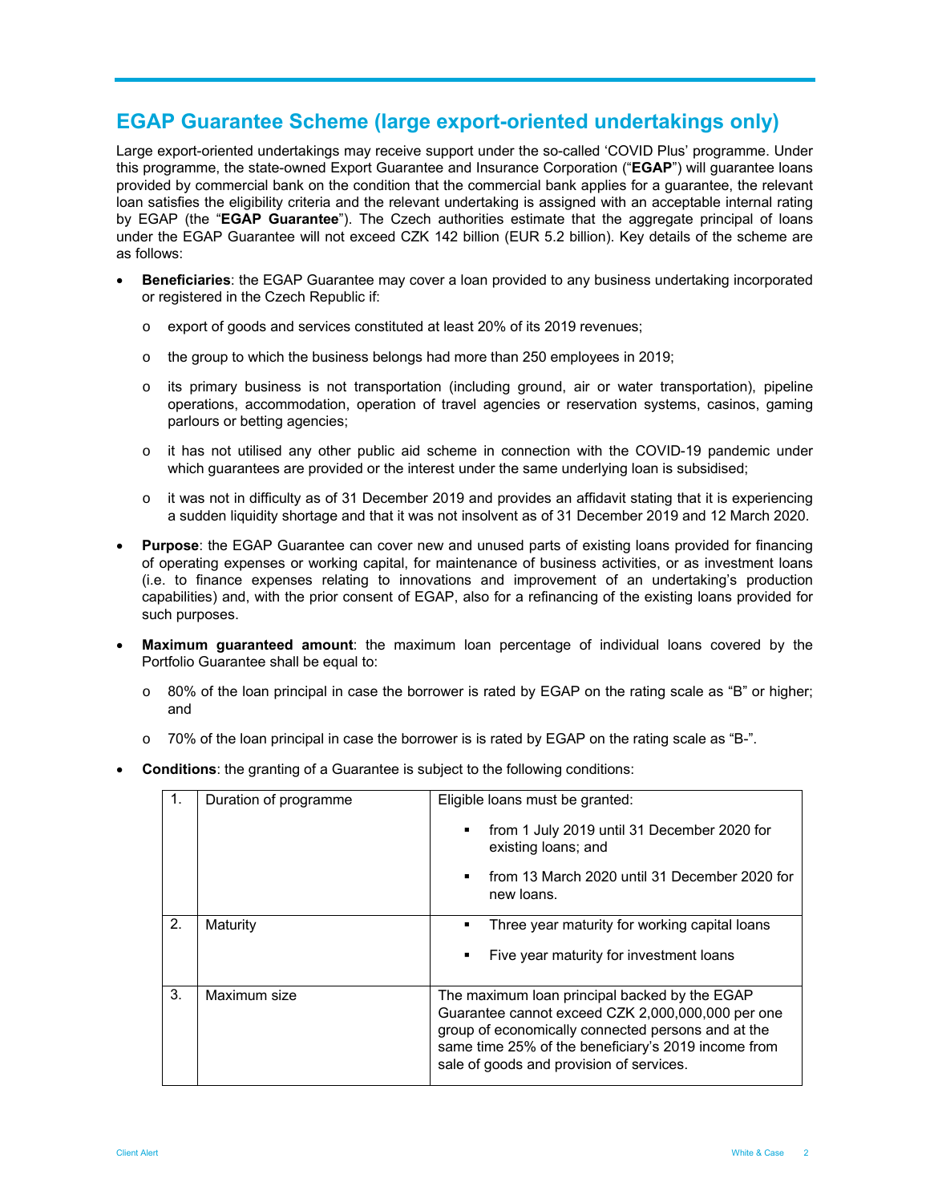## EGAP Guarantee Scheme (large export-oriented undertakings only)

Large export-oriented undertakings may receive support under the so-called 'COVID Plus' programme. Under this programme, the state-owned Export Guarantee and Insurance Corporation ("**EGAP**") will guarantee loans provided by commercial bank on the condition that the commercial bank applies for a guarantee, the relevant loan satisfies the eligibility criteria and the relevant undertaking is assigned with an acceptable internal rating by EGAP (the "**EGAP Guarantee**"). The Czech authorities estimate that the aggregate principal of loans under the EGAP Guarantee will not exceed CZK 142 billion (EUR 5.2 billion). Key details of the scheme are as follows:

- **Beneficiaries**: the EGAP Guarantee may cover a loan provided to any business undertaking incorporated or registered in the Czech Republic if:
  - export of goods and services constituted at least 20% of its 2019 revenues;
  - the group to which the business belongs had more than 250 employees in 2019;
  - its primary business is not transportation (including ground, air or water transportation), pipeline operations, accommodation, operation of travel agencies or reservation systems, casinos, gaming parlours or betting agencies;
  - it has not utilised any other public aid scheme in connection with the COVID-19 pandemic under which guarantees are provided or the interest under the same underlying loan is subsidised;
  - it was not in difficulty as of 31 December 2019 and provides an affidavit stating that it is experiencing a sudden liquidity shortage and that it was not insolvent as of 31 December 2019 and 12 March 2020.
- **Purpose**: the EGAP Guarantee can cover new and unused parts of existing loans provided for financing of operating expenses or working capital, for maintenance of business activities, or as investment loans (i.e. to finance expenses relating to innovations and improvement of an undertaking's production capabilities) and, with the prior consent of EGAP, also for a refinancing of the existing loans provided for such purposes.
- **Maximum guaranteed amount**: the maximum loan percentage of individual loans covered by the Portfolio Guarantee shall be equal to:
  - 80% of the loan principal in case the borrower is rated by EGAP on the rating scale as "B" or higher; and
  - 70% of the loan principal in case the borrower is is rated by EGAP on the rating scale as "B-".
- **Conditions**: the granting of a Guarantee is subject to the following conditions:

| | | |
|---|---|---|
| 1. | Duration of programme | Eligible loans must be granted:<br>▪ from 1 July 2019 until 31 December 2020 for existing loans; and<br>▪ from 13 March 2020 until 31 December 2020 for new loans. |
| 2. | Maturity | ▪ Three year maturity for working capital loans<br>▪ Five year maturity for investment loans |
| 3. | Maximum size | The maximum loan principal backed by the EGAP Guarantee cannot exceed CZK 2,000,000,000 per one group of economically connected persons and at the same time 25% of the beneficiary's 2019 income from sale of goods and provision of services. |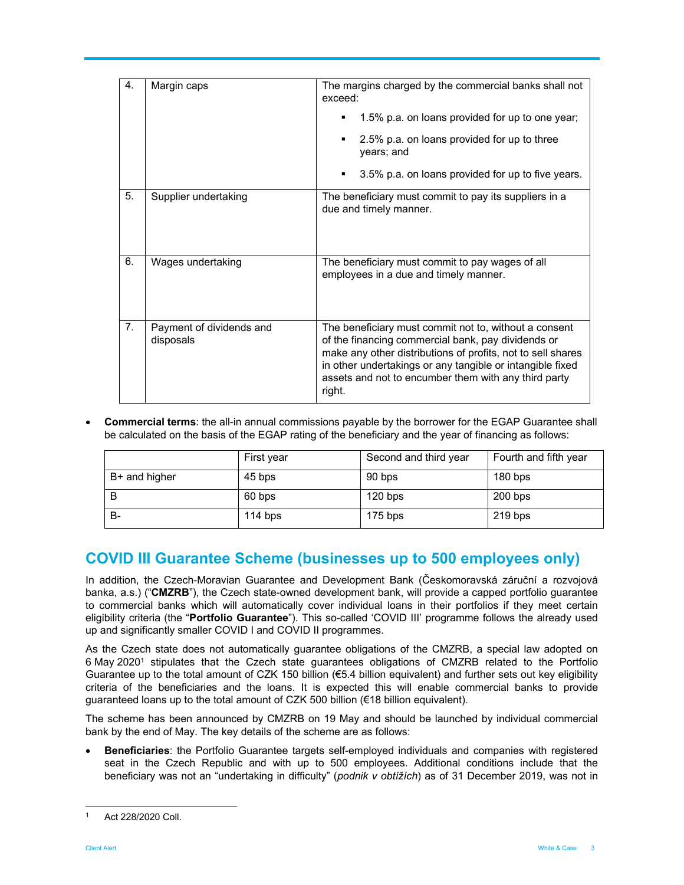| 4. | Margin caps | The margins charged by the commercial banks shall not exceed:<br>▪ 1.5% p.a. on loans provided for up to one year;<br>▪ 2.5% p.a. on loans provided for up to three years; and<br>▪ 3.5% p.a. on loans provided for up to five years. |
|---|---|---|
| 5. | Supplier undertaking | The beneficiary must commit to pay its suppliers in a due and timely manner. |
| 6. | Wages undertaking | The beneficiary must commit to pay wages of all employees in a due and timely manner. |
| 7. | Payment of dividends and disposals | The beneficiary must commit not to, without a consent of the financing commercial bank, pay dividends or make any other distributions of profits, not to sell shares in other undertakings or any tangible or intangible fixed assets and not to encumber them with any third party right. |

- **Commercial terms**: the all-in annual commissions payable by the borrower for the EGAP Guarantee shall be calculated on the basis of the EGAP rating of the beneficiary and the year of financing as follows:

| | First year | Second and third year | Fourth and fifth year |
|---|---|---|---|
| B+ and higher | 45 bps | 90 bps | 180 bps |
| B | 60 bps | 120 bps | 200 bps |
| B- | 114 bps | 175 bps | 219 bps |

## COVID III Guarantee Scheme (businesses up to 500 employees only)

In addition, the Czech-Moravian Guarantee and Development Bank (Českomoravská záruční a rozvojová banka, a.s.) ("**CMZRB**"), the Czech state-owned development bank, will provide a capped portfolio guarantee to commercial banks which will automatically cover individual loans in their portfolios if they meet certain eligibility criteria (the "**Portfolio Guarantee**"). This so-called 'COVID III' programme follows the already used up and significantly smaller COVID I and COVID II programmes.

As the Czech state does not automatically guarantee obligations of the CMZRB, a special law adopted on 6 May 2020[1] stipulates that the Czech state guarantees obligations of CMZRB related to the Portfolio Guarantee up to the total amount of CZK 150 billion (€5.4 billion equivalent) and further sets out key eligibility criteria of the beneficiaries and the loans. It is expected this will enable commercial banks to provide guaranteed loans up to the total amount of CZK 500 billion (€18 billion equivalent).

The scheme has been announced by CMZRB on 19 May and should be launched by individual commercial bank by the end of May. The key details of the scheme are as follows:

- **Beneficiaries**: the Portfolio Guarantee targets self-employed individuals and companies with registered seat in the Czech Republic and with up to 500 employees. Additional conditions include that the beneficiary was not an "undertaking in difficulty" (*podnik v obtížích*) as of 31 December 2019, was not in

[1] Act 228/2020 Coll.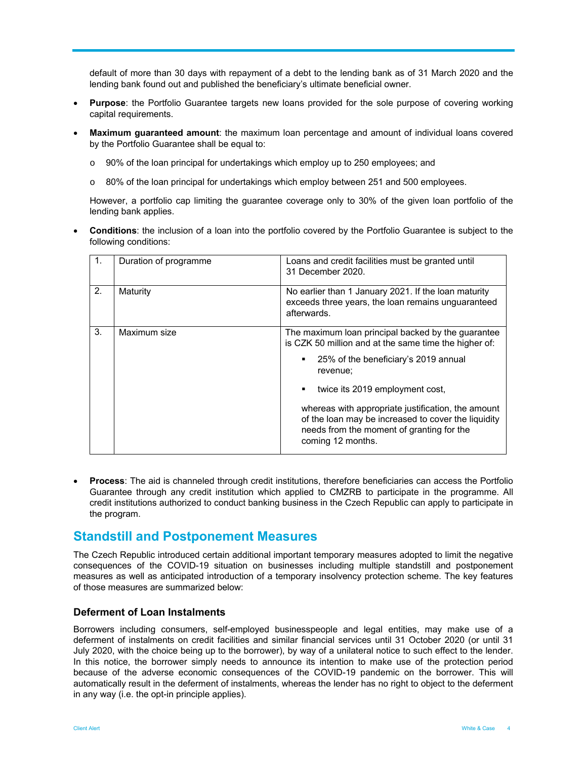default of more than 30 days with repayment of a debt to the lending bank as of 31 March 2020 and the lending bank found out and published the beneficiary's ultimate beneficial owner.

- **Purpose**: the Portfolio Guarantee targets new loans provided for the sole purpose of covering working capital requirements.
- **Maximum guaranteed amount**: the maximum loan percentage and amount of individual loans covered by the Portfolio Guarantee shall be equal to:
  - 90% of the loan principal for undertakings which employ up to 250 employees; and
  - 80% of the loan principal for undertakings which employ between 251 and 500 employees.

  However, a portfolio cap limiting the guarantee coverage only to 30% of the given loan portfolio of the lending bank applies.
- **Conditions**: the inclusion of a loan into the portfolio covered by the Portfolio Guarantee is subject to the following conditions:

| | | |
|---|---|---|
| 1. | Duration of programme | Loans and credit facilities must be granted until 31 December 2020. |
| 2. | Maturity | No earlier than 1 January 2021. If the loan maturity exceeds three years, the loan remains unguaranteed afterwards. |
| 3. | Maximum size | The maximum loan principal backed by the guarantee is CZK 50 million and at the same time the higher of:<br>▪ 25% of the beneficiary's 2019 annual revenue;<br>▪ twice its 2019 employment cost,<br>whereas with appropriate justification, the amount of the loan may be increased to cover the liquidity needs from the moment of granting for the coming 12 months. |

- **Process**: The aid is channeled through credit institutions, therefore beneficiaries can access the Portfolio Guarantee through any credit institution which applied to CMZRB to participate in the programme. All credit institutions authorized to conduct banking business in the Czech Republic can apply to participate in the program.

## Standstill and Postponement Measures

The Czech Republic introduced certain additional important temporary measures adopted to limit the negative consequences of the COVID-19 situation on businesses including multiple standstill and postponement measures as well as anticipated introduction of a temporary insolvency protection scheme. The key features of those measures are summarized below:

### Deferment of Loan Instalments

Borrowers including consumers, self-employed businesspeople and legal entities, may make use of a deferment of instalments on credit facilities and similar financial services until 31 October 2020 (or until 31 July 2020, with the choice being up to the borrower), by way of a unilateral notice to such effect to the lender. In this notice, the borrower simply needs to announce its intention to make use of the protection period because of the adverse economic consequences of the COVID-19 pandemic on the borrower. This will automatically result in the deferment of instalments, whereas the lender has no right to object to the deferment in any way (i.e. the opt-in principle applies).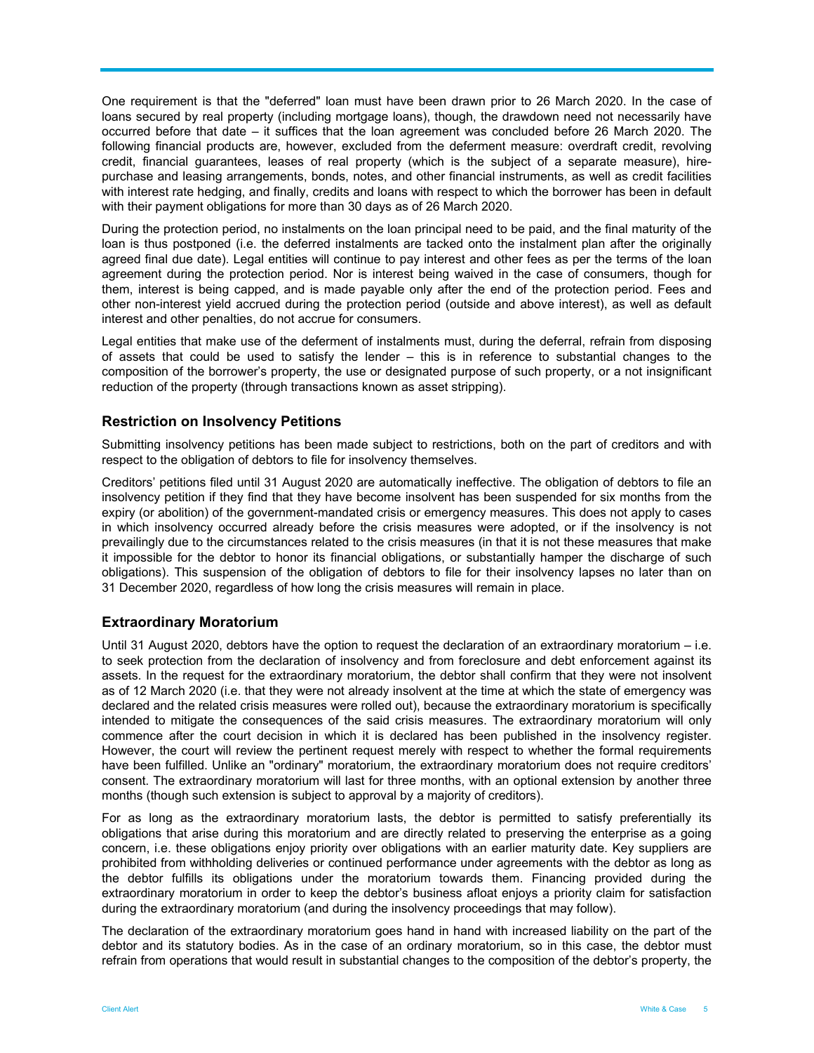One requirement is that the "deferred" loan must have been drawn prior to 26 March 2020. In the case of loans secured by real property (including mortgage loans), though, the drawdown need not necessarily have occurred before that date – it suffices that the loan agreement was concluded before 26 March 2020. The following financial products are, however, excluded from the deferment measure: overdraft credit, revolving credit, financial guarantees, leases of real property (which is the subject of a separate measure), hire-purchase and leasing arrangements, bonds, notes, and other financial instruments, as well as credit facilities with interest rate hedging, and finally, credits and loans with respect to which the borrower has been in default with their payment obligations for more than 30 days as of 26 March 2020.

During the protection period, no instalments on the loan principal need to be paid, and the final maturity of the loan is thus postponed (i.e. the deferred instalments are tacked onto the instalment plan after the originally agreed final due date). Legal entities will continue to pay interest and other fees as per the terms of the loan agreement during the protection period. Nor is interest being waived in the case of consumers, though for them, interest is being capped, and is made payable only after the end of the protection period. Fees and other non-interest yield accrued during the protection period (outside and above interest), as well as default interest and other penalties, do not accrue for consumers.

Legal entities that make use of the deferment of instalments must, during the deferral, refrain from disposing of assets that could be used to satisfy the lender – this is in reference to substantial changes to the composition of the borrower's property, the use or designated purpose of such property, or a not insignificant reduction of the property (through transactions known as asset stripping).

## Restriction on Insolvency Petitions

Submitting insolvency petitions has been made subject to restrictions, both on the part of creditors and with respect to the obligation of debtors to file for insolvency themselves.

Creditors' petitions filed until 31 August 2020 are automatically ineffective. The obligation of debtors to file an insolvency petition if they find that they have become insolvent has been suspended for six months from the expiry (or abolition) of the government-mandated crisis or emergency measures. This does not apply to cases in which insolvency occurred already before the crisis measures were adopted, or if the insolvency is not prevailingly due to the circumstances related to the crisis measures (in that it is not these measures that make it impossible for the debtor to honor its financial obligations, or substantially hamper the discharge of such obligations). This suspension of the obligation of debtors to file for their insolvency lapses no later than on 31 December 2020, regardless of how long the crisis measures will remain in place.

## Extraordinary Moratorium

Until 31 August 2020, debtors have the option to request the declaration of an extraordinary moratorium – i.e. to seek protection from the declaration of insolvency and from foreclosure and debt enforcement against its assets. In the request for the extraordinary moratorium, the debtor shall confirm that they were not insolvent as of 12 March 2020 (i.e. that they were not already insolvent at the time at which the state of emergency was declared and the related crisis measures were rolled out), because the extraordinary moratorium is specifically intended to mitigate the consequences of the said crisis measures. The extraordinary moratorium will only commence after the court decision in which it is declared has been published in the insolvency register. However, the court will review the pertinent request merely with respect to whether the formal requirements have been fulfilled. Unlike an "ordinary" moratorium, the extraordinary moratorium does not require creditors' consent. The extraordinary moratorium will last for three months, with an optional extension by another three months (though such extension is subject to approval by a majority of creditors).

For as long as the extraordinary moratorium lasts, the debtor is permitted to satisfy preferentially its obligations that arise during this moratorium and are directly related to preserving the enterprise as a going concern, i.e. these obligations enjoy priority over obligations with an earlier maturity date. Key suppliers are prohibited from withholding deliveries or continued performance under agreements with the debtor as long as the debtor fulfills its obligations under the moratorium towards them. Financing provided during the extraordinary moratorium in order to keep the debtor's business afloat enjoys a priority claim for satisfaction during the extraordinary moratorium (and during the insolvency proceedings that may follow).

The declaration of the extraordinary moratorium goes hand in hand with increased liability on the part of the debtor and its statutory bodies. As in the case of an ordinary moratorium, so in this case, the debtor must refrain from operations that would result in substantial changes to the composition of the debtor's property, the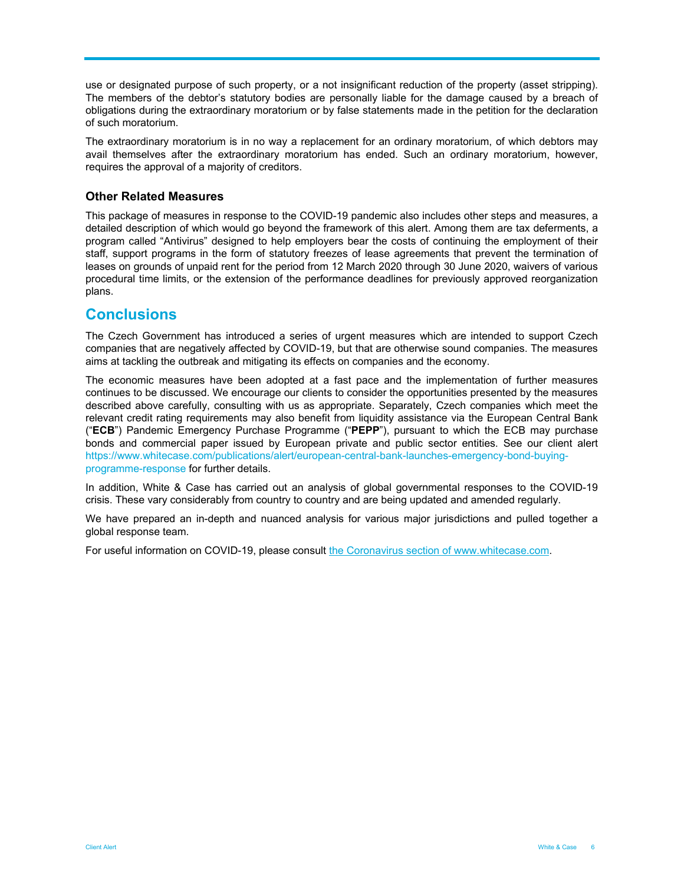use or designated purpose of such property, or a not insignificant reduction of the property (asset stripping). The members of the debtor's statutory bodies are personally liable for the damage caused by a breach of obligations during the extraordinary moratorium or by false statements made in the petition for the declaration of such moratorium.

The extraordinary moratorium is in no way a replacement for an ordinary moratorium, of which debtors may avail themselves after the extraordinary moratorium has ended. Such an ordinary moratorium, however, requires the approval of a majority of creditors.

### Other Related Measures

This package of measures in response to the COVID-19 pandemic also includes other steps and measures, a detailed description of which would go beyond the framework of this alert. Among them are tax deferments, a program called "Antivirus" designed to help employers bear the costs of continuing the employment of their staff, support programs in the form of statutory freezes of lease agreements that prevent the termination of leases on grounds of unpaid rent for the period from 12 March 2020 through 30 June 2020, waivers of various procedural time limits, or the extension of the performance deadlines for previously approved reorganization plans.

## Conclusions

The Czech Government has introduced a series of urgent measures which are intended to support Czech companies that are negatively affected by COVID-19, but that are otherwise sound companies. The measures aims at tackling the outbreak and mitigating its effects on companies and the economy.

The economic measures have been adopted at a fast pace and the implementation of further measures continues to be discussed. We encourage our clients to consider the opportunities presented by the measures described above carefully, consulting with us as appropriate. Separately, Czech companies which meet the relevant credit rating requirements may also benefit from liquidity assistance via the European Central Bank ("**ECB**") Pandemic Emergency Purchase Programme ("**PEPP**"), pursuant to which the ECB may purchase bonds and commercial paper issued by European private and public sector entities. See our client alert https://www.whitecase.com/publications/alert/european-central-bank-launches-emergency-bond-buying-programme-response for further details.

In addition, White & Case has carried out an analysis of global governmental responses to the COVID-19 crisis. These vary considerably from country to country and are being updated and amended regularly.

We have prepared an in-depth and nuanced analysis for various major jurisdictions and pulled together a global response team.

For useful information on COVID-19, please consult the Coronavirus section of www.whitecase.com.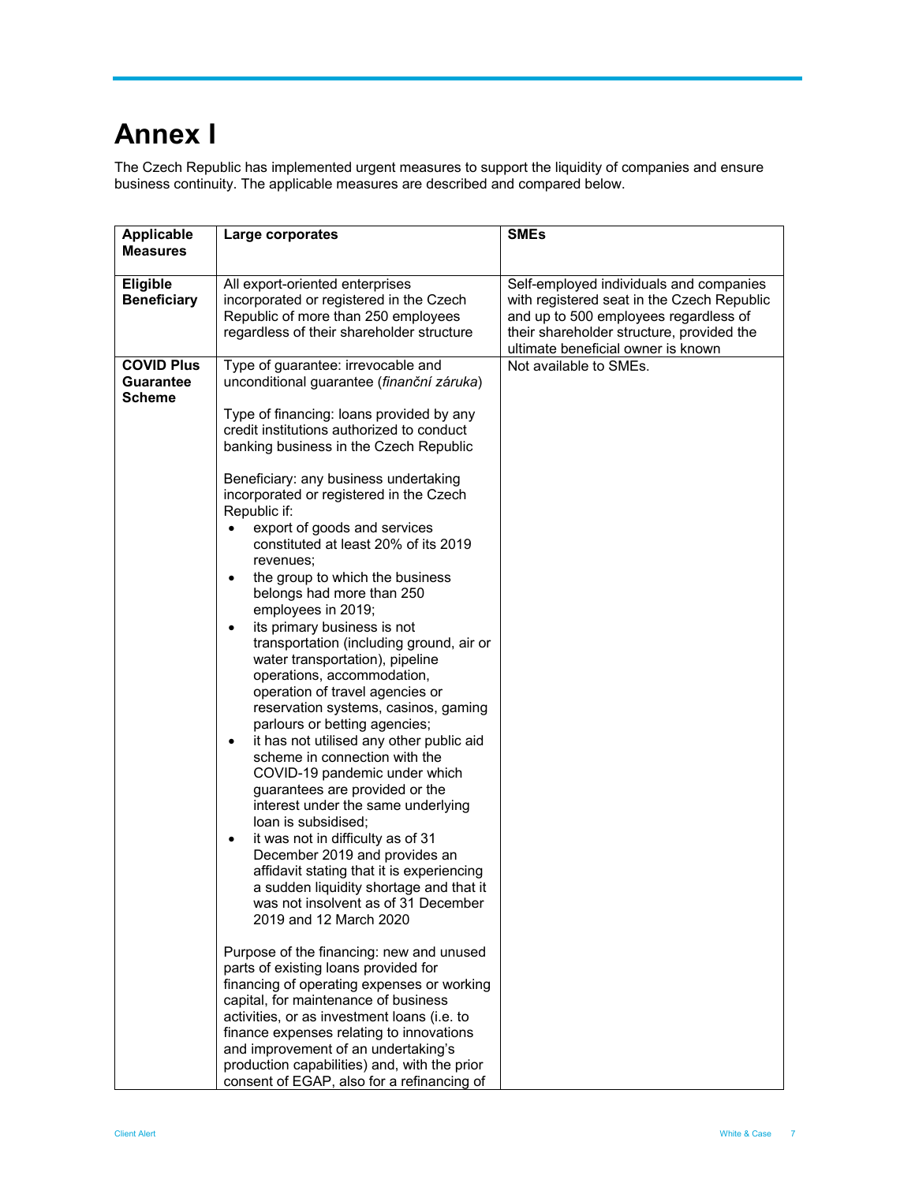# Annex I

The Czech Republic has implemented urgent measures to support the liquidity of companies and ensure business continuity. The applicable measures are described and compared below.

| Applicable Measures | Large corporates | SMEs |
|---|---|---|
| **Eligible Beneficiary** | All export-oriented enterprises incorporated or registered in the Czech Republic of more than 250 employees regardless of their shareholder structure | Self-employed individuals and companies with registered seat in the Czech Republic and up to 500 employees regardless of their shareholder structure, provided the ultimate beneficial owner is known |
| **COVID Plus Guarantee Scheme** | Type of guarantee: irrevocable and unconditional guarantee (*finanční záruka*)<br><br>Type of financing: loans provided by any credit institutions authorized to conduct banking business in the Czech Republic<br><br>Beneficiary: any business undertaking incorporated or registered in the Czech Republic if:<br>• export of goods and services constituted at least 20% of its 2019 revenues;<br>• the group to which the business belongs had more than 250 employees in 2019;<br>• its primary business is not transportation (including ground, air or water transportation), pipeline operations, accommodation, operation of travel agencies or reservation systems, casinos, gaming parlours or betting agencies;<br>• it has not utilised any other public aid scheme in connection with the COVID-19 pandemic under which guarantees are provided or the interest under the same underlying loan is subsidised;<br>• it was not in difficulty as of 31 December 2019 and provides an affidavit stating that it is experiencing a sudden liquidity shortage and that it was not insolvent as of 31 December 2019 and 12 March 2020<br><br>Purpose of the financing: new and unused parts of existing loans provided for financing of operating expenses or working capital, for maintenance of business activities, or as investment loans (i.e. to finance expenses relating to innovations and improvement of an undertaking's production capabilities) and, with the prior consent of EGAP, also for a refinancing of | Not available to SMEs. |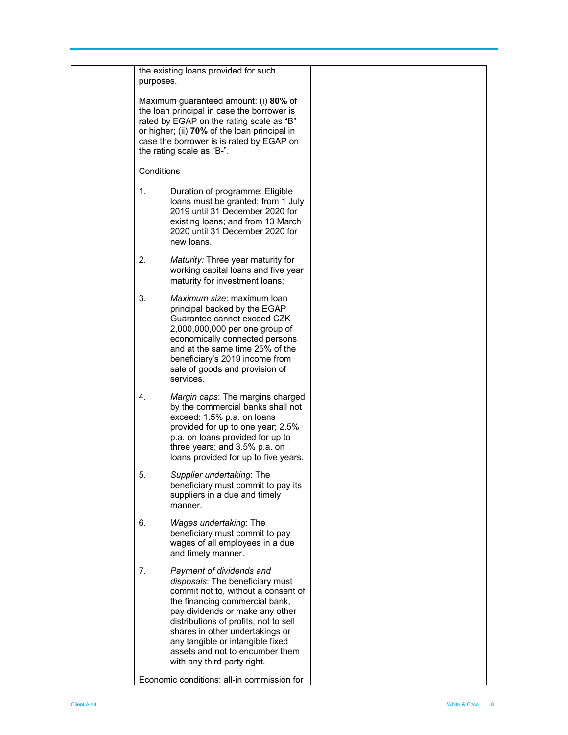| | | |
|---|---|---|
| | the existing loans provided for such purposes.<br><br>Maximum guaranteed amount: (i) **80%** of the loan principal in case the borrower is rated by EGAP on the rating scale as "B" or higher; (ii) **70%** of the loan principal in case the borrower is is rated by EGAP on the rating scale as "B-".<br><br>Conditions<br><br>1. Duration of programme: Eligible loans must be granted: from 1 July 2019 until 31 December 2020 for existing loans; and from 13 March 2020 until 31 December 2020 for new loans.<br><br>2. *Maturity:* Three year maturity for working capital loans and five year maturity for investment loans;<br><br>3. *Maximum size*: maximum loan principal backed by the EGAP Guarantee cannot exceed CZK 2,000,000,000 per one group of economically connected persons and at the same time 25% of the beneficiary's 2019 income from sale of goods and provision of services.<br><br>4. *Margin caps*: The margins charged by the commercial banks shall not exceed: 1.5% p.a. on loans provided for up to one year; 2.5% p.a. on loans provided for up to three years; and 3.5% p.a. on loans provided for up to five years.<br><br>5. *Supplier undertaking*: The beneficiary must commit to pay its suppliers in a due and timely manner.<br><br>6. *Wages undertaking*: The beneficiary must commit to pay wages of all employees in a due and timely manner.<br><br>7. *Payment of dividends and disposals*: The beneficiary must commit not to, without a consent of the financing commercial bank, pay dividends or make any other distributions of profits, not to sell shares in other undertakings or any tangible or intangible fixed assets and not to encumber them with any third party right.<br><br>Economic conditions: all-in commission for | |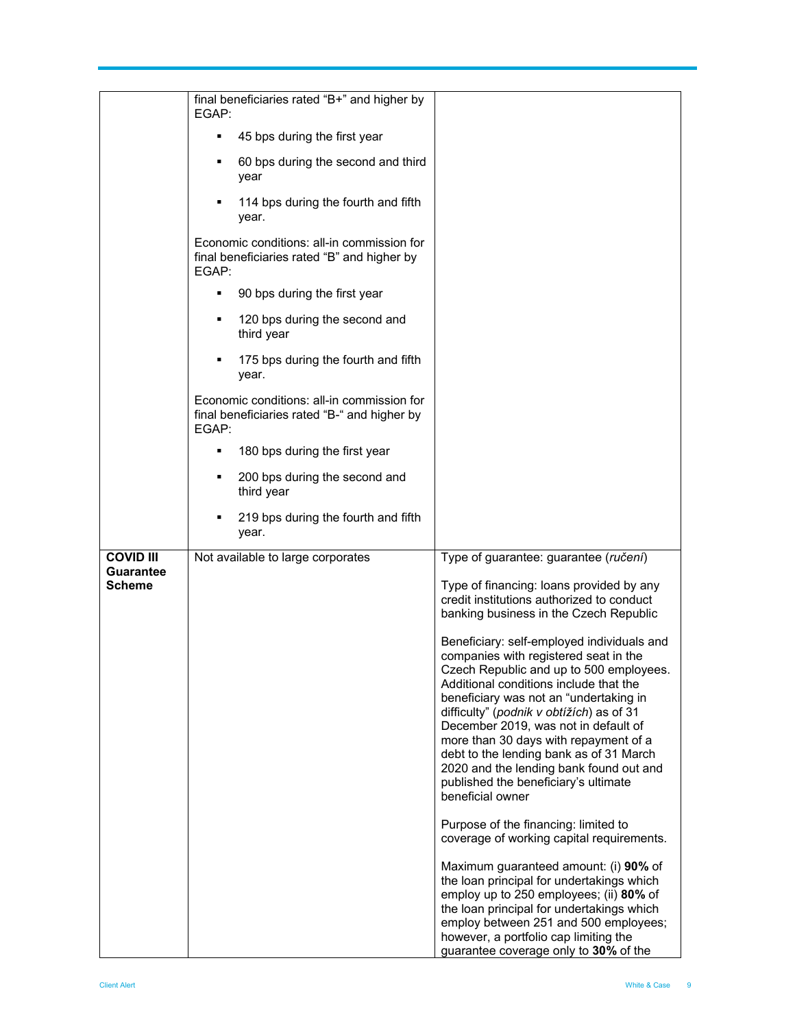| | | |
|---|---|---|
| | final beneficiaries rated "B+" and higher by EGAP:<br>▪ 45 bps during the first year<br>▪ 60 bps during the second and third year<br>▪ 114 bps during the fourth and fifth year.<br><br>Economic conditions: all-in commission for final beneficiaries rated "B" and higher by EGAP:<br>▪ 90 bps during the first year<br>▪ 120 bps during the second and third year<br>▪ 175 bps during the fourth and fifth year.<br><br>Economic conditions: all-in commission for final beneficiaries rated "B-" and higher by EGAP:<br>▪ 180 bps during the first year<br>▪ 200 bps during the second and third year<br>▪ 219 bps during the fourth and fifth year. | |
| **COVID III Guarantee Scheme** | Not available to large corporates | Type of guarantee: guarantee (*ručení*)<br><br>Type of financing: loans provided by any credit institutions authorized to conduct banking business in the Czech Republic<br><br>Beneficiary: self-employed individuals and companies with registered seat in the Czech Republic and up to 500 employees. Additional conditions include that the beneficiary was not an "undertaking in difficulty" (*podnik v obtížích*) as of 31 December 2019, was not in default of more than 30 days with repayment of a debt to the lending bank as of 31 March 2020 and the lending bank found out and published the beneficiary's ultimate beneficial owner<br><br>Purpose of the financing: limited to coverage of working capital requirements.<br><br>Maximum guaranteed amount: (i) **90%** of the loan principal for undertakings which employ up to 250 employees; (ii) **80%** of the loan principal for undertakings which employ between 251 and 500 employees; however, a portfolio cap limiting the guarantee coverage only to **30%** of the |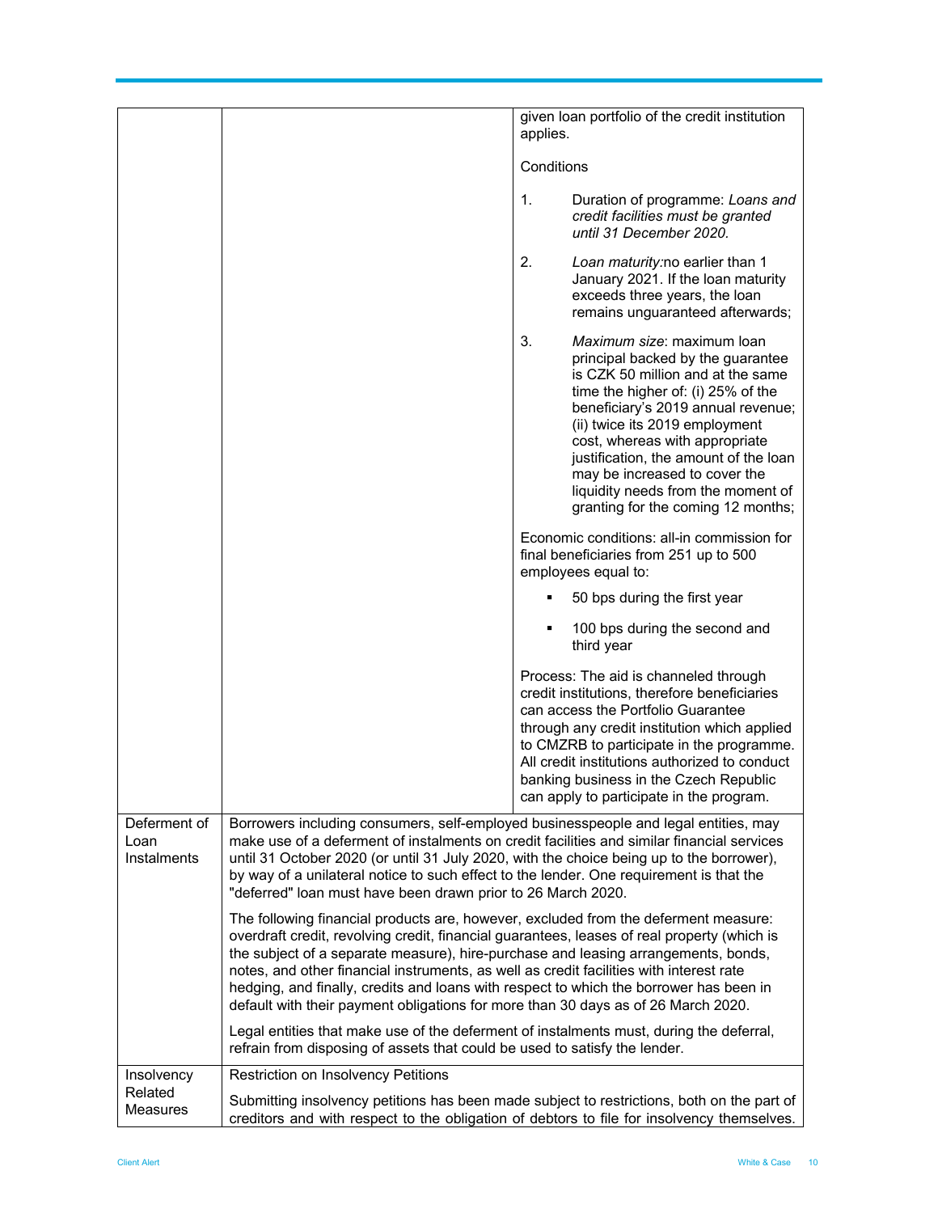| | | |
|---|---|---|
| | | given loan portfolio of the credit institution applies.<br><br>Conditions<br><br>1. Duration of programme: *Loans and credit facilities must be granted until 31 December 2020.*<br><br>2. *Loan maturity*:no earlier than 1 January 2021. If the loan maturity exceeds three years, the loan remains unguaranteed afterwards;<br><br>3. *Maximum size*: maximum loan principal backed by the guarantee is CZK 50 million and at the same time the higher of: (i) 25% of the beneficiary's 2019 annual revenue; (ii) twice its 2019 employment cost, whereas with appropriate justification, the amount of the loan may be increased to cover the liquidity needs from the moment of granting for the coming 12 months;<br><br>Economic conditions: all-in commission for final beneficiaries from 251 up to 500 employees equal to:<br><br>▪ 50 bps during the first year<br><br>▪ 100 bps during the second and third year<br><br>Process: The aid is channeled through credit institutions, therefore beneficiaries can access the Portfolio Guarantee through any credit institution which applied to CMZRB to participate in the programme. All credit institutions authorized to conduct banking business in the Czech Republic can apply to participate in the program. |
| Deferment of Loan Instalments | Borrowers including consumers, self-employed businesspeople and legal entities, may make use of a deferment of instalments on credit facilities and similar financial services until 31 October 2020 (or until 31 July 2020, with the choice being up to the borrower), by way of a unilateral notice to such effect to the lender. One requirement is that the "deferred" loan must have been drawn prior to 26 March 2020.<br><br>The following financial products are, however, excluded from the deferment measure: overdraft credit, revolving credit, financial guarantees, leases of real property (which is the subject of a separate measure), hire-purchase and leasing arrangements, bonds, notes, and other financial instruments, as well as credit facilities with interest rate hedging, and finally, credits and loans with respect to which the borrower has been in default with their payment obligations for more than 30 days as of 26 March 2020.<br><br>Legal entities that make use of the deferment of instalments must, during the deferral, refrain from disposing of assets that could be used to satisfy the lender. | |
| Insolvency Related Measures | Restriction on Insolvency Petitions<br><br>Submitting insolvency petitions has been made subject to restrictions, both on the part of creditors and with respect to the obligation of debtors to file for insolvency themselves. | |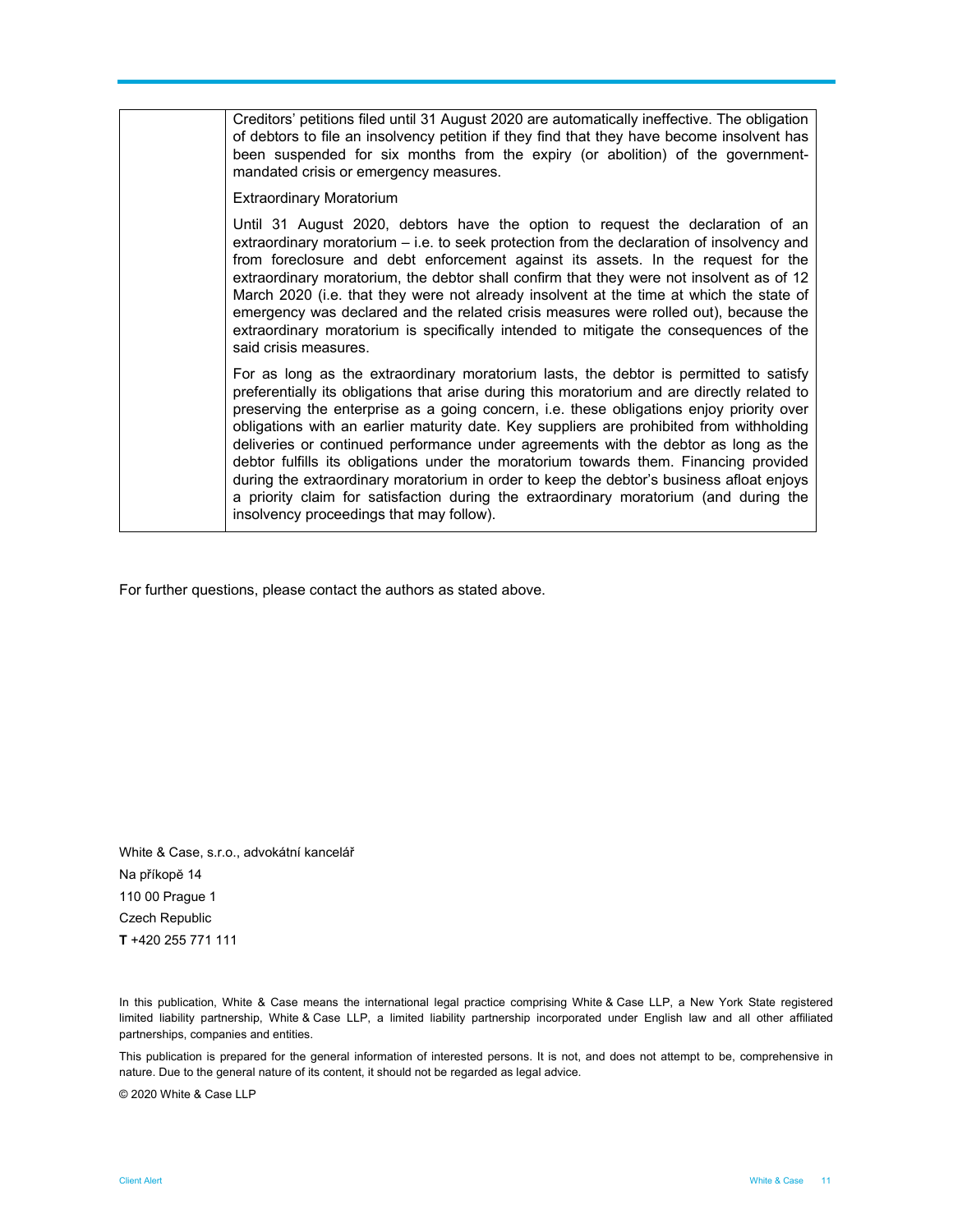| | |
|---|---|
| | Creditors' petitions filed until 31 August 2020 are automatically ineffective. The obligation of debtors to file an insolvency petition if they find that they have become insolvent has been suspended for six months from the expiry (or abolition) of the government-mandated crisis or emergency measures.<br><br>Extraordinary Moratorium<br><br>Until 31 August 2020, debtors have the option to request the declaration of an extraordinary moratorium – i.e. to seek protection from the declaration of insolvency and from foreclosure and debt enforcement against its assets. In the request for the extraordinary moratorium, the debtor shall confirm that they were not insolvent as of 12 March 2020 (i.e. that they were not already insolvent at the time at which the state of emergency was declared and the related crisis measures were rolled out), because the extraordinary moratorium is specifically intended to mitigate the consequences of the said crisis measures.<br><br>For as long as the extraordinary moratorium lasts, the debtor is permitted to satisfy preferentially its obligations that arise during this moratorium and are directly related to preserving the enterprise as a going concern, i.e. these obligations enjoy priority over obligations with an earlier maturity date. Key suppliers are prohibited from withholding deliveries or continued performance under agreements with the debtor as long as the debtor fulfills its obligations under the moratorium towards them. Financing provided during the extraordinary moratorium in order to keep the debtor's business afloat enjoys a priority claim for satisfaction during the extraordinary moratorium (and during the insolvency proceedings that may follow). |

For further questions, please contact the authors as stated above.

White & Case, s.r.o., advokátní kancelář
Na příkopě 14
110 00 Prague 1
Czech Republic
**T** +420 255 771 111

In this publication, White & Case means the international legal practice comprising White & Case LLP, a New York State registered limited liability partnership, White & Case LLP, a limited liability partnership incorporated under English law and all other affiliated partnerships, companies and entities.

This publication is prepared for the general information of interested persons. It is not, and does not attempt to be, comprehensive in nature. Due to the general nature of its content, it should not be regarded as legal advice.

© 2020 White & Case LLP